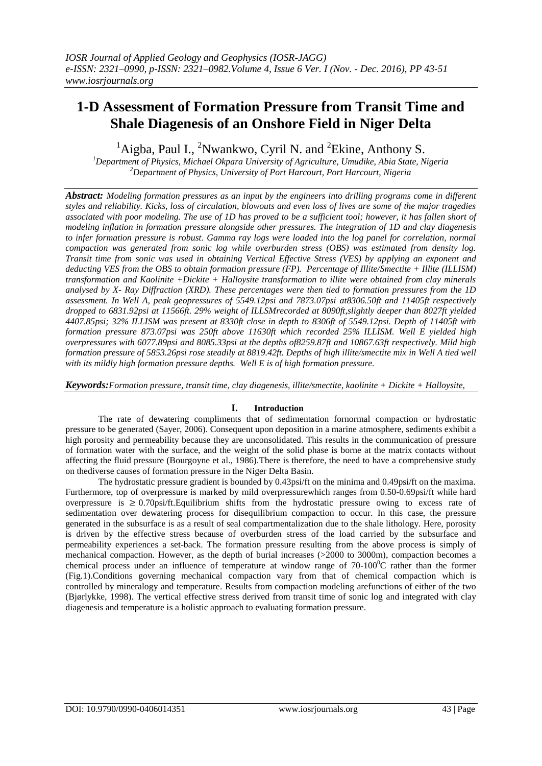# 1-D Assessment of Formation Pressure from Transit Time and Shale Diagenesis of an Onshore Field in Niger Delta

[1]Aigba, Paul I., [2]Nwankwo, Cyril N. and [2]Ekine, Anthony S.

[1]*Department of Physics, Michael Okpara University of Agriculture, Umudike, Abia State, Nigeria*
[2]*Department of Physics, University of Port Harcourt, Port Harcourt, Nigeria*

***Abstract:*** *Modeling formation pressures as an input by the engineers into drilling programs come in different styles and reliability. Kicks, loss of circulation, blowouts and even loss of lives are some of the major tragedies associated with poor modeling. The use of 1D has proved to be a sufficient tool; however, it has fallen short of modeling inflation in formation pressure alongside other pressures. The integration of 1D and clay diagenesis to infer formation pressure is robust. Gamma ray logs were loaded into the log panel for correlation, normal compaction was generated from sonic log while overburden stress (OBS) was estimated from density log. Transit time from sonic was used in obtaining Vertical Effective Stress (VES) by applying an exponent and deducting VES from the OBS to obtain formation pressure (FP). Percentage of Illite/Smectite + Illite (ILLISM) transformation and Kaolinite +Dickite + Halloysite transformation to illite were obtained from clay minerals analysed by X- Ray Diffraction (XRD). These percentages were then tied to formation pressures from the 1D assessment. In Well A, peak geopressures of 5549.12psi and 7873.07psi at8306.50ft and 11405ft respectively dropped to 6831.92psi at 11566ft. 29% weight of ILLSMrecorded at 8090ft,slightly deeper than 8027ft yielded 4407.85psi; 32% ILLISM was present at 8330ft close in depth to 8306ft of 5549.12psi. Depth of 11405ft with formation pressure 873.07psi was 250ft above 11630ft which recorded 25% ILLISM. Well E yielded high overpressures with 6077.89psi and 8085.33psi at the depths of8259.87ft and 10867.63ft respectively. Mild high formation pressure of 5853.26psi rose steadily at 8819.42ft. Depths of high illite/smectite mix in Well A tied well with its mildly high formation pressure depths. Well E is of high formation pressure.*

***Keywords:*** *Formation pressure, transit time, clay diagenesis, illite/smectite, kaolinite + Dickite + Halloysite,*

## I. Introduction

The rate of dewatering compliments that of sedimentation fornormal compaction or hydrostatic pressure to be generated (Sayer, 2006). Consequent upon deposition in a marine atmosphere, sediments exhibit a high porosity and permeability because they are unconsolidated. This results in the communication of pressure of formation water with the surface, and the weight of the solid phase is borne at the matrix contacts without affecting the fluid pressure (Bourgoyne et al., 1986).There is therefore, the need to have a comprehensive study on thediverse causes of formation pressure in the Niger Delta Basin.

The hydrostatic pressure gradient is bounded by 0.43psi/ft on the minima and 0.49psi/ft on the maxima. Furthermore, top of overpressure is marked by mild overpressurewhich ranges from 0.50-0.69psi/ft while hard overpressure is $\geq$ 0.70psi/ft.Equilibrium shifts from the hydrostatic pressure owing to excess rate of sedimentation over dewatering process for disequilibrium compaction to occur. In this case, the pressure generated in the subsurface is as a result of seal compartmentalization due to the shale lithology. Here, porosity is driven by the effective stress because of overburden stress of the load carried by the subsurface and permeability experiences a set-back. The formation pressure resulting from the above process is simply of mechanical compaction. However, as the depth of burial increases (>2000 to 3000m), compaction becomes a chemical process under an influence of temperature at window range of 70-100$^0$C rather than the former (Fig.1).Conditions governing mechanical compaction vary from that of chemical compaction which is controlled by mineralogy and temperature. Results from compaction modeling arefunctions of either of the two (Bjørlykke, 1998). The vertical effective stress derived from transit time of sonic log and integrated with clay diagenesis and temperature is a holistic approach to evaluating formation pressure.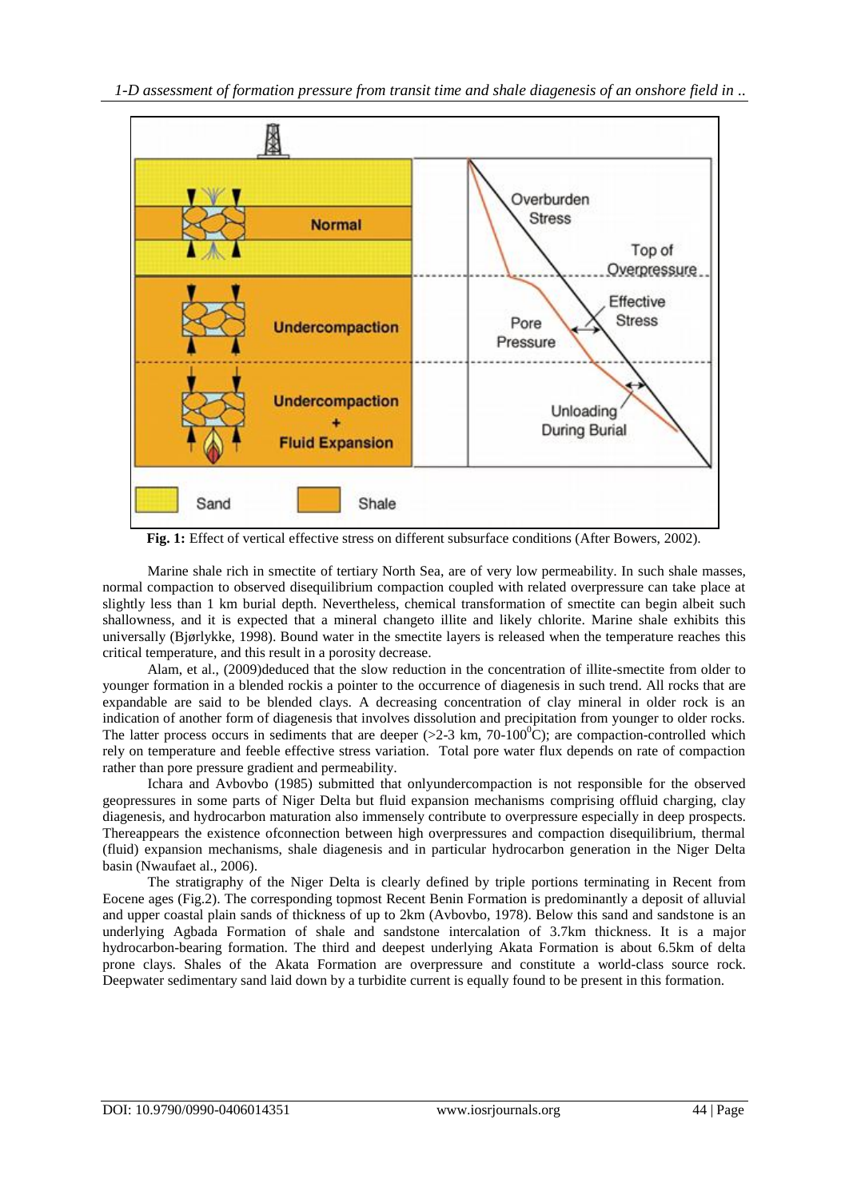**Fig. 1:** Effect of vertical effective stress on different subsurface conditions (After Bowers, 2002).

Marine shale rich in smectite of tertiary North Sea, are of very low permeability. In such shale masses, normal compaction to observed disequilibrium compaction coupled with related overpressure can take place at slightly less than 1 km burial depth. Nevertheless, chemical transformation of smectite can begin albeit such shallowness, and it is expected that a mineral changeto illite and likely chlorite. Marine shale exhibits this universally (Bjørlykke, 1998). Bound water in the smectite layers is released when the temperature reaches this critical temperature, and this result in a porosity decrease.

Alam, et al., (2009)deduced that the slow reduction in the concentration of illite-smectite from older to younger formation in a blended rockis a pointer to the occurrence of diagenesis in such trend. All rocks that are expandable are said to be blended clays. A decreasing concentration of clay mineral in older rock is an indication of another form of diagenesis that involves dissolution and precipitation from younger to older rocks. The latter process occurs in sediments that are deeper (>2-3 km, 70-100$^0$C); are compaction-controlled which rely on temperature and feeble effective stress variation. Total pore water flux depends on rate of compaction rather than pore pressure gradient and permeability.

Ichara and Avbovbo (1985) submitted that onlyundercompaction is not responsible for the observed geopressures in some parts of Niger Delta but fluid expansion mechanisms comprising offluid charging, clay diagenesis, and hydrocarbon maturation also immensely contribute to overpressure especially in deep prospects. Thereappears the existence ofconnection between high overpressures and compaction disequilibrium, thermal (fluid) expansion mechanisms, shale diagenesis and in particular hydrocarbon generation in the Niger Delta basin (Nwaufaet al., 2006).

The stratigraphy of the Niger Delta is clearly defined by triple portions terminating in Recent from Eocene ages (Fig.2). The corresponding topmost Recent Benin Formation is predominantly a deposit of alluvial and upper coastal plain sands of thickness of up to 2km (Avbovbo, 1978). Below this sand and sandstone is an underlying Agbada Formation of shale and sandstone intercalation of 3.7km thickness. It is a major hydrocarbon-bearing formation. The third and deepest underlying Akata Formation is about 6.5km of delta prone clays. Shales of the Akata Formation are overpressure and constitute a world-class source rock. Deepwater sedimentary sand laid down by a turbidite current is equally found to be present in this formation.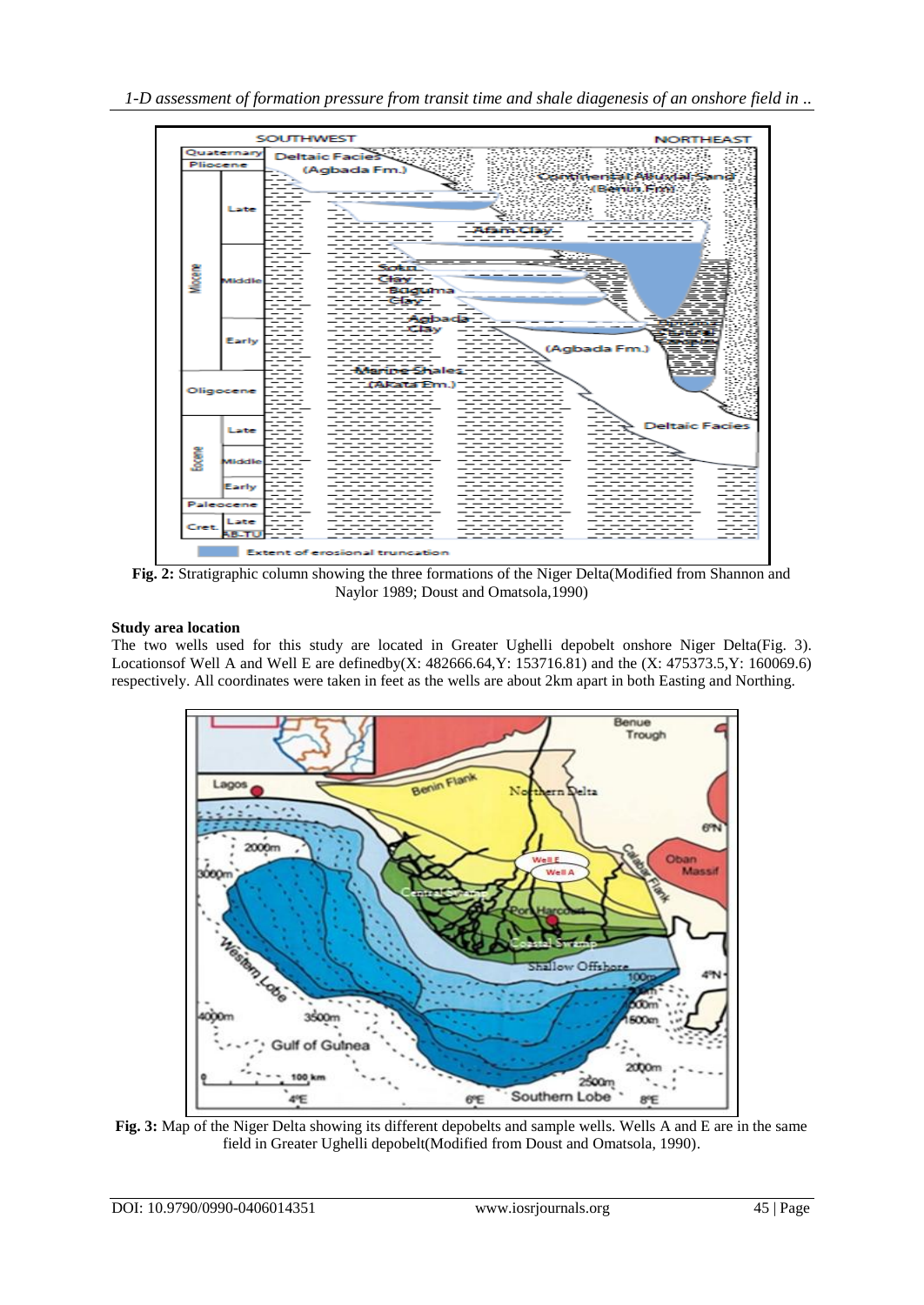**Fig. 2:** Stratigraphic column showing the three formations of the Niger Delta(Modified from Shannon and Naylor 1989; Doust and Omatsola,1990)

**Study area location**

The two wells used for this study are located in Greater Ughelli depobelt onshore Niger Delta(Fig. 3). Locationsof Well A and Well E are definedby(X: 482666.64,Y: 153716.81) and the (X: 475373.5,Y: 160069.6) respectively. All coordinates were taken in feet as the wells are about 2km apart in both Easting and Northing.

**Fig. 3:** Map of the Niger Delta showing its different depobelts and sample wells. Wells A and E are in the same field in Greater Ughelli depobelt(Modified from Doust and Omatsola, 1990).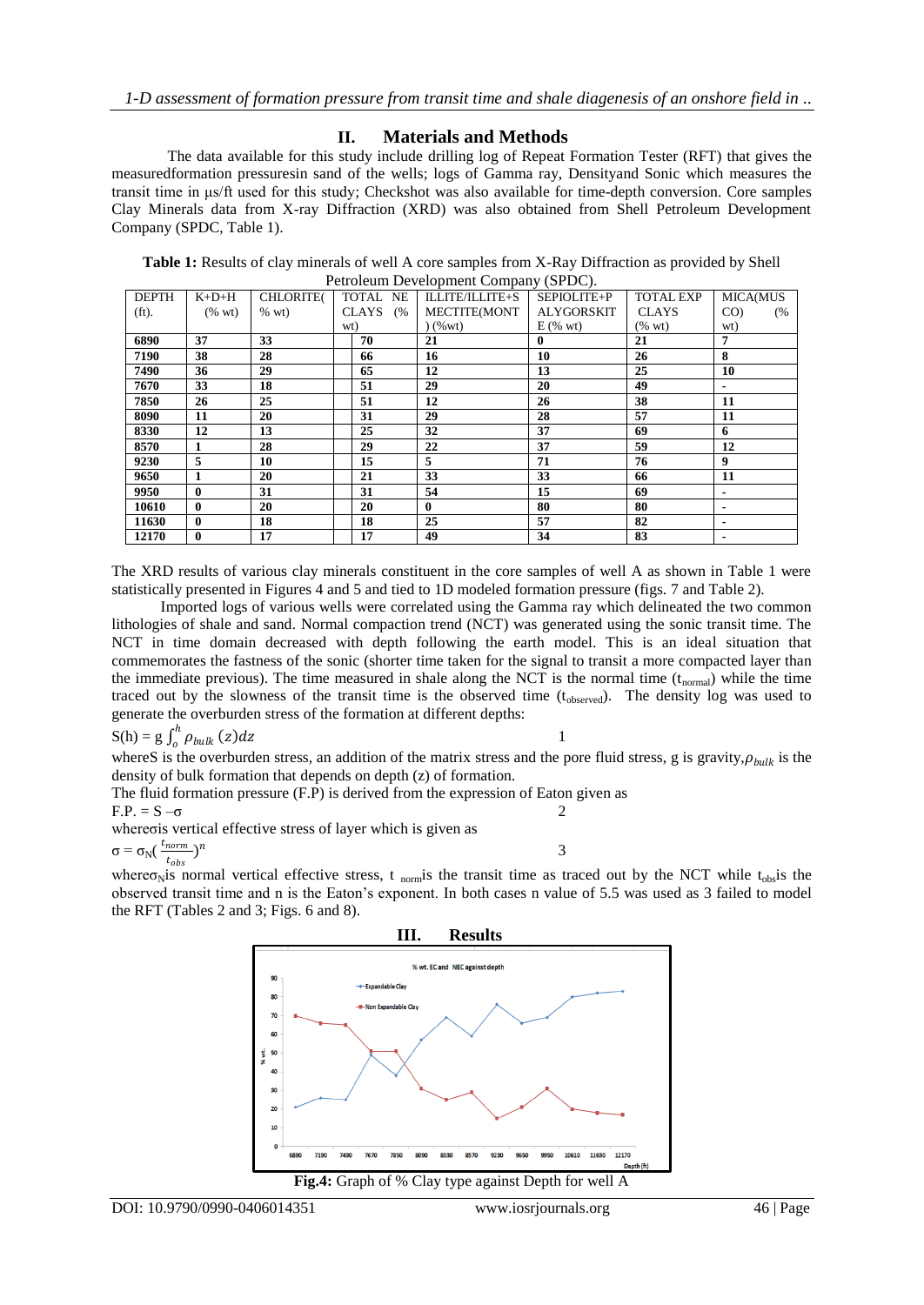## II. Materials and Methods

The data available for this study include drilling log of Repeat Formation Tester (RFT) that gives the measuredformation pressuresin sand of the wells; logs of Gamma ray, Densityand Sonic which measures the transit time in µs/ft used for this study; Checkshot was also available for time-depth conversion. Core samples Clay Minerals data from X-ray Diffraction (XRD) was also obtained from Shell Petroleum Development Company (SPDC, Table 1).

**Table 1:** Results of clay minerals of well A core samples from X-Ray Diffraction as provided by Shell Petroleum Development Company (SPDC).

| DEPTH (ft). | K+D+H (% wt) | CHLORITE( % wt) | TOTAL NE CLAYS (% wt) | ILLITE/ILLITE+S MECTITE(MONT ) (%wt) | SEPIOLITE+P ALYGORSKIT E (% wt) | TOTAL EXP CLAYS (% wt) | MICA(MUS CO) (% wt) |
|---|---|---|---|---|---|---|---|
| **6890** | **37** | **33** | **70** | **21** | **0** | **21** | **7** |
| **7190** | **38** | **28** | **66** | **16** | **10** | **26** | **8** |
| **7490** | **36** | **29** | **65** | **12** | **13** | **25** | **10** |
| **7670** | **33** | **18** | **51** | **29** | **20** | **49** | **-** |
| **7850** | **26** | **25** | **51** | **12** | **26** | **38** | **11** |
| **8090** | **11** | **20** | **31** | **29** | **28** | **57** | **11** |
| **8330** | **12** | **13** | **25** | **32** | **37** | **69** | **6** |
| **8570** | **1** | **28** | **29** | **22** | **37** | **59** | **12** |
| **9230** | **5** | **10** | **15** | **5** | **71** | **76** | **9** |
| **9650** | **1** | **20** | **21** | **33** | **33** | **66** | **11** |
| **9950** | **0** | **31** | **31** | **54** | **15** | **69** | **-** |
| **10610** | **0** | **20** | **20** | **0** | **80** | **80** | **-** |
| **11630** | **0** | **18** | **18** | **25** | **57** | **82** | **-** |
| **12170** | **0** | **17** | **17** | **49** | **34** | **83** | **-** |

The XRD results of various clay minerals constituent in the core samples of well A as shown in Table 1 were statistically presented in Figures 4 and 5 and tied to 1D modeled formation pressure (figs. 7 and Table 2).

Imported logs of various wells were correlated using the Gamma ray which delineated the two common lithologies of shale and sand. Normal compaction trend (NCT) was generated using the sonic transit time. The NCT in time domain decreased with depth following the earth model. This is an ideal situation that commemorates the fastness of the sonic (shorter time taken for the signal to transit a more compacted layer than the immediate previous). The time measured in shale along the NCT is the normal time ($t_{normal}$) while the time traced out by the slowness of the transit time is the observed time ($t_{observed}$). The density log was used to generate the overburden stress of the formation at different depths:

$$S(h) = g \int_{o}^{h} \rho_{bulk}(z)dz \qquad 1$$

whereS is the overburden stress, an addition of the matrix stress and the pore fluid stress, g is gravity,$\rho_{bulk}$ is the density of bulk formation that depends on depth (z) of formation.

The fluid formation pressure (F.P) is derived from the expression of Eaton given as

$$F.P. = S - \sigma \qquad 2$$

whereσis vertical effective stress of layer which is given as

$$\sigma = \sigma_N\left(\frac{t_{norm}}{t_{obs}}\right)^n \qquad 3$$

where$\sigma_N$is normal vertical effective stress, $t_{norm}$is the transit time as traced out by the NCT while $t_{obs}$is the observed transit time and n is the Eaton's exponent. In both cases n value of 5.5 was used as 3 failed to model the RFT (Tables 2 and 3; Figs. 6 and 8).

## III. Results

**Fig.4:** Graph of % Clay type against Depth for well A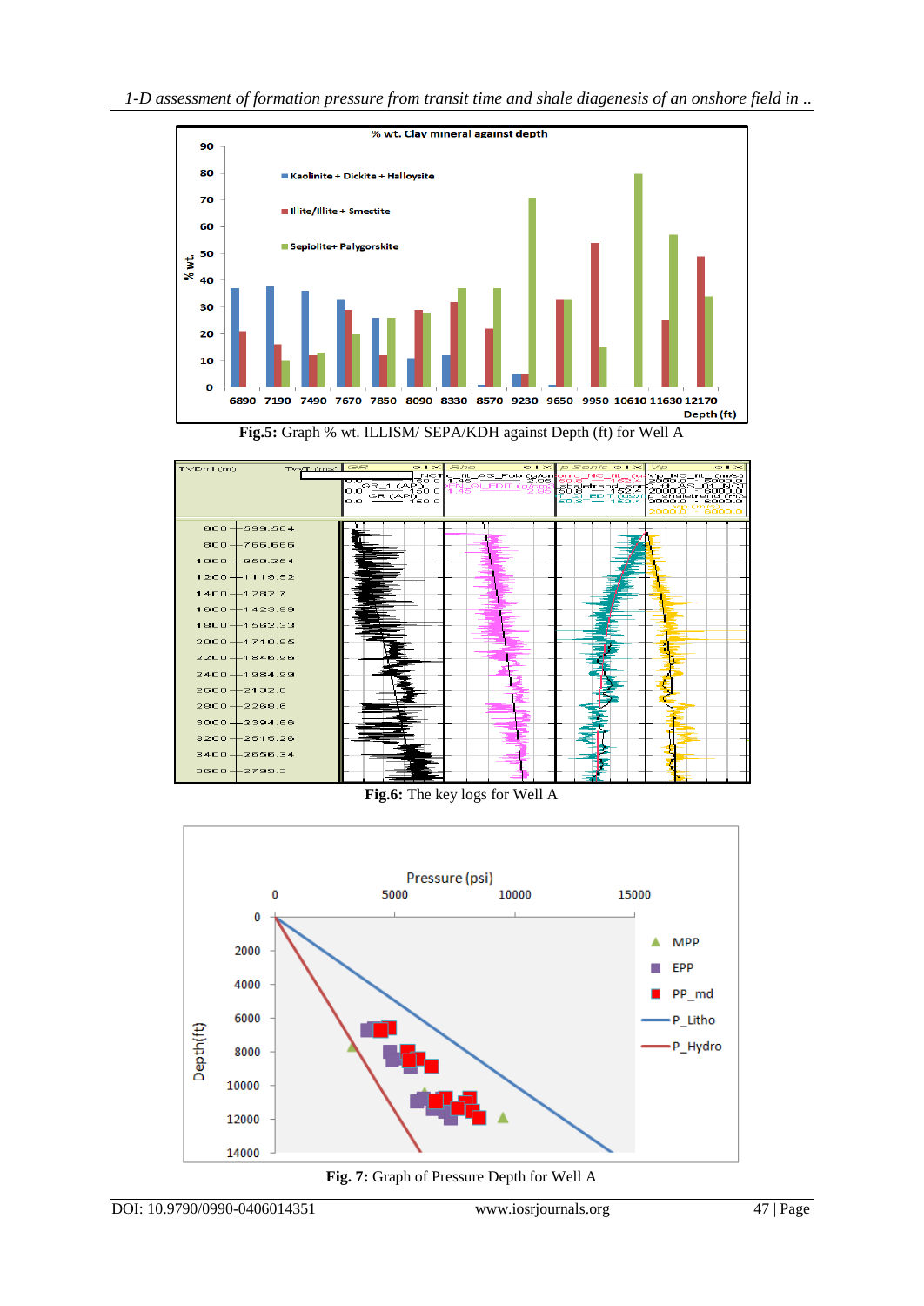Fig.5: Graph % wt. ILLISM/ SEPA/KDH against Depth (ft) for Well A

Fig.6: The key logs for Well A

Fig. 7: Graph of Pressure Depth for Well A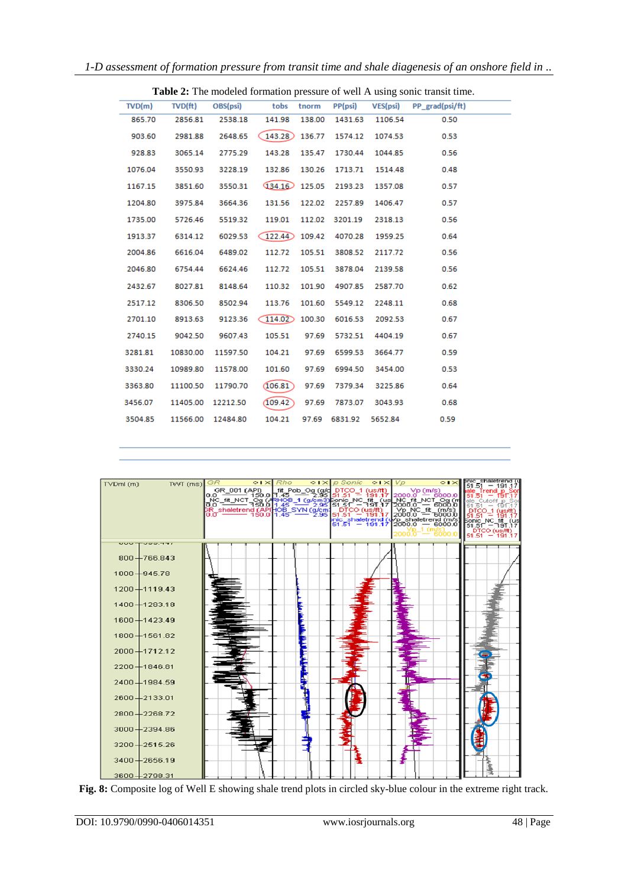**Table 2:** The modeled formation pressure of well A using sonic transit time.

| TVD(m) | TVD(ft) | OBS(psi) | tobs | tnorm | PP(psi) | VES(psi) | PP_grad(psi/ft) |
|---|---|---|---|---|---|---|---|
| 865.70 | 2856.81 | 2538.18 | 141.98 | 138.00 | 1431.63 | 1106.54 | 0.50 |
| 903.60 | 2981.88 | 2648.65 | 143.28 | 136.77 | 1574.12 | 1074.53 | 0.53 |
| 928.83 | 3065.14 | 2775.29 | 143.28 | 135.47 | 1730.44 | 1044.85 | 0.56 |
| 1076.04 | 3550.93 | 3228.19 | 132.86 | 130.26 | 1713.71 | 1514.48 | 0.48 |
| 1167.15 | 3851.60 | 3550.31 | 134.16 | 125.05 | 2193.23 | 1357.08 | 0.57 |
| 1204.80 | 3975.84 | 3664.36 | 131.56 | 122.02 | 2257.89 | 1406.47 | 0.57 |
| 1735.00 | 5726.46 | 5519.32 | 119.01 | 112.02 | 3201.19 | 2318.13 | 0.56 |
| 1913.37 | 6314.12 | 6029.53 | 122.44 | 109.42 | 4070.28 | 1959.25 | 0.64 |
| 2004.86 | 6616.04 | 6489.02 | 112.72 | 105.51 | 3808.52 | 2117.72 | 0.56 |
| 2046.80 | 6754.44 | 6624.46 | 112.72 | 105.51 | 3878.04 | 2139.58 | 0.56 |
| 2432.67 | 8027.81 | 8148.64 | 110.32 | 101.90 | 4907.85 | 2587.70 | 0.62 |
| 2517.12 | 8306.50 | 8502.94 | 113.76 | 101.60 | 5549.12 | 2248.11 | 0.68 |
| 2701.10 | 8913.63 | 9123.36 | 114.02 | 100.30 | 6016.53 | 2092.53 | 0.67 |
| 2740.15 | 9042.50 | 9607.43 | 105.51 | 97.69 | 5732.51 | 4404.19 | 0.67 |
| 3281.81 | 10830.00 | 11597.50 | 104.21 | 97.69 | 6599.53 | 3664.77 | 0.59 |
| 3330.24 | 10989.80 | 11578.00 | 101.60 | 97.69 | 6994.50 | 3454.00 | 0.53 |
| 3363.80 | 11100.50 | 11790.70 | 106.81 | 97.69 | 7379.34 | 3225.86 | 0.64 |
| 3456.07 | 11405.00 | 12212.50 | 109.42 | 97.69 | 7873.07 | 3043.93 | 0.68 |
| 3504.85 | 11566.00 | 12484.80 | 104.21 | 97.69 | 6831.92 | 5652.84 | 0.59 |

**Fig. 8:** Composite log of Well E showing shale trend plots in circled sky-blue colour in the extreme right track.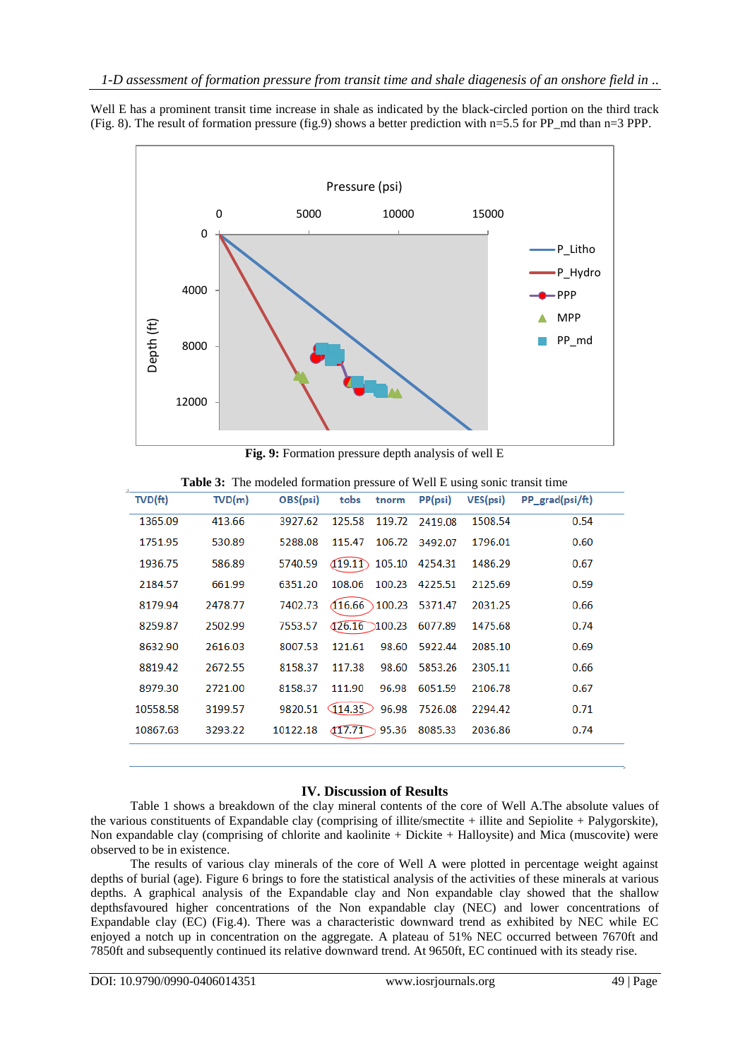Well E has a prominent transit time increase in shale as indicated by the black-circled portion on the third track (Fig. 8). The result of formation pressure (fig.9) shows a better prediction with n=5.5 for PP_md than n=3 PPP.

**Fig. 9:** Formation pressure depth analysis of well E

**Table 3:** The modeled formation pressure of Well E using sonic transit time

| TVD(ft) | TVD(m) | OBS(psi) | tobs | tnorm | PP(psi) | VES(psi) | PP_grad(psi/ft) |
|---|---|---|---|---|---|---|---|
| 1365.09 | 413.66 | 3927.62 | 125.58 | 119.72 | 2419.08 | 1508.54 | 0.54 |
| 1751.95 | 530.89 | 5288.08 | 115.47 | 106.72 | 3492.07 | 1796.01 | 0.60 |
| 1936.75 | 586.89 | 5740.59 | 119.11 | 105.10 | 4254.31 | 1486.29 | 0.67 |
| 2184.57 | 661.99 | 6351.20 | 108.06 | 100.23 | 4225.51 | 2125.69 | 0.59 |
| 8179.94 | 2478.77 | 7402.73 | 116.66 | 100.23 | 5371.47 | 2031.25 | 0.66 |
| 8259.87 | 2502.99 | 7553.57 | 126.16 | 100.23 | 6077.89 | 1475.68 | 0.74 |
| 8632.90 | 2616.03 | 8007.53 | 121.61 | 98.60 | 5922.44 | 2085.10 | 0.69 |
| 8819.42 | 2672.55 | 8158.37 | 117.38 | 98.60 | 5853.26 | 2305.11 | 0.66 |
| 8979.30 | 2721.00 | 8158.37 | 111.90 | 96.98 | 6051.59 | 2106.78 | 0.67 |
| 10558.58 | 3199.57 | 9820.51 | 114.35 | 96.98 | 7526.08 | 2294.42 | 0.71 |
| 10867.63 | 3293.22 | 10122.18 | 117.71 | 95.36 | 8085.33 | 2036.86 | 0.74 |

## IV. Discussion of Results

Table 1 shows a breakdown of the clay mineral contents of the core of Well A.The absolute values of the various constituents of Expandable clay (comprising of illite/smectite + illite and Sepiolite + Palygorskite), Non expandable clay (comprising of chlorite and kaolinite + Dickite + Halloysite) and Mica (muscovite) were observed to be in existence.

The results of various clay minerals of the core of Well A were plotted in percentage weight against depths of burial (age). Figure 6 brings to fore the statistical analysis of the activities of these minerals at various depths. A graphical analysis of the Expandable clay and Non expandable clay showed that the shallow depthsfavoured higher concentrations of the Non expandable clay (NEC) and lower concentrations of Expandable clay (EC) (Fig.4). There was a characteristic downward trend as exhibited by NEC while EC enjoyed a notch up in concentration on the aggregate. A plateau of 51% NEC occurred between 7670ft and 7850ft and subsequently continued its relative downward trend. At 9650ft, EC continued with its steady rise.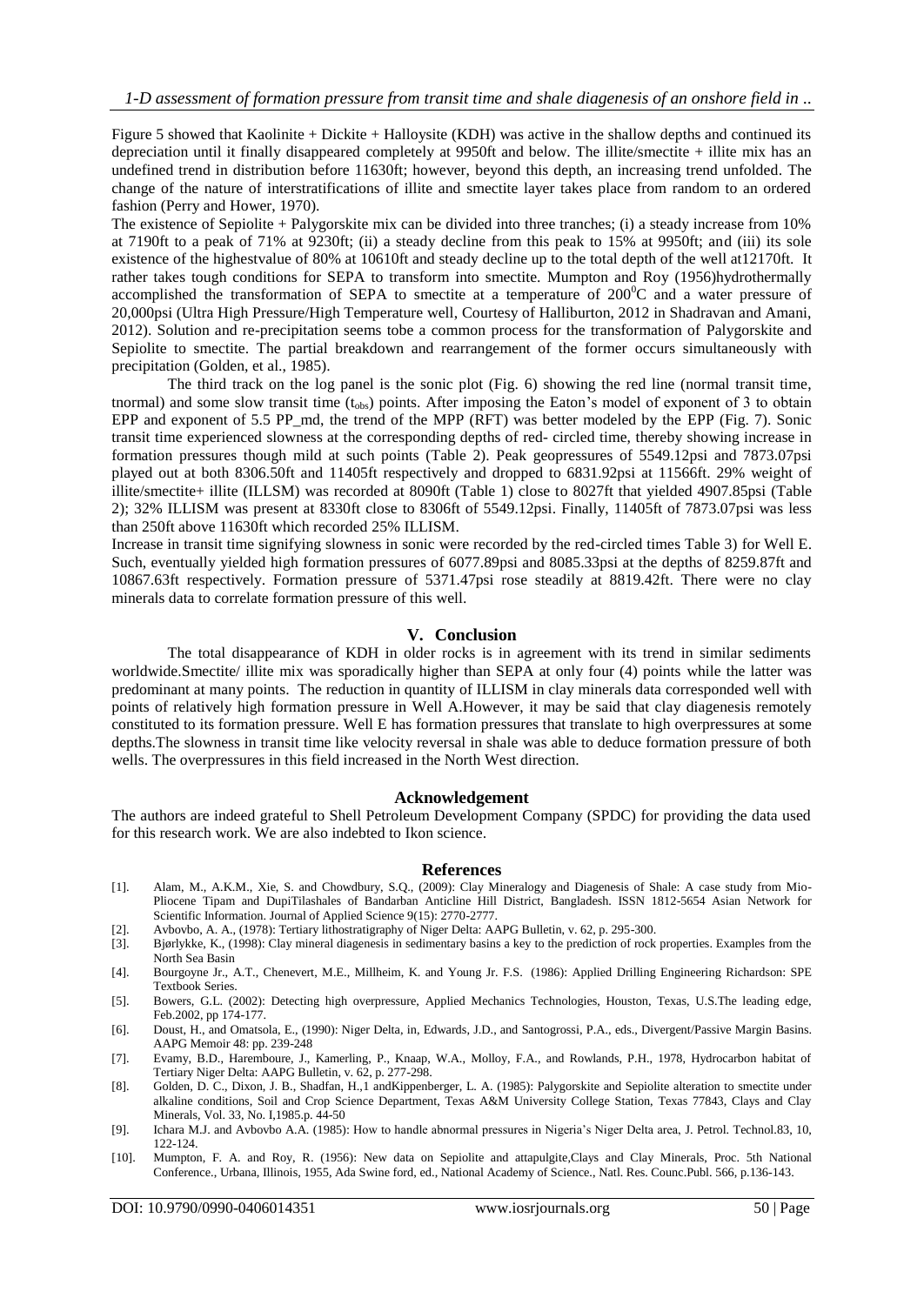Figure 5 showed that Kaolinite + Dickite + Halloysite (KDH) was active in the shallow depths and continued its depreciation until it finally disappeared completely at 9950ft and below. The illite/smectite + illite mix has an undefined trend in distribution before 11630ft; however, beyond this depth, an increasing trend unfolded. The change of the nature of interstratifications of illite and smectite layer takes place from random to an ordered fashion (Perry and Hower, 1970).

The existence of Sepiolite + Palygorskite mix can be divided into three tranches; (i) a steady increase from 10% at 7190ft to a peak of 71% at 9230ft; (ii) a steady decline from this peak to 15% at 9950ft; and (iii) its sole existence of the highestvalue of 80% at 10610ft and steady decline up to the total depth of the well at12170ft. It rather takes tough conditions for SEPA to transform into smectite. Mumpton and Roy (1956)hydrothermally accomplished the transformation of SEPA to smectite at a temperature of 200$^0$C and a water pressure of 20,000psi (Ultra High Pressure/High Temperature well, Courtesy of Halliburton, 2012 in Shadravan and Amani, 2012). Solution and re-precipitation seems tobe a common process for the transformation of Palygorskite and Sepiolite to smectite. The partial breakdown and rearrangement of the former occurs simultaneously with precipitation (Golden, et al., 1985).

The third track on the log panel is the sonic plot (Fig. 6) showing the red line (normal transit time, tnormal) and some slow transit time ($t_{obs}$) points. After imposing the Eaton's model of exponent of 3 to obtain EPP and exponent of 5.5 PP_md, the trend of the MPP (RFT) was better modeled by the EPP (Fig. 7). Sonic transit time experienced slowness at the corresponding depths of red- circled time, thereby showing increase in formation pressures though mild at such points (Table 2). Peak geopressures of 5549.12psi and 7873.07psi played out at both 8306.50ft and 11405ft respectively and dropped to 6831.92psi at 11566ft. 29% weight of illite/smectite+ illite (ILLSM) was recorded at 8090ft (Table 1) close to 8027ft that yielded 4907.85psi (Table 2); 32% ILLISM was present at 8330ft close to 8306ft of 5549.12psi. Finally, 11405ft of 7873.07psi was less than 250ft above 11630ft which recorded 25% ILLISM.

Increase in transit time signifying slowness in sonic were recorded by the red-circled times Table 3) for Well E. Such, eventually yielded high formation pressures of 6077.89psi and 8085.33psi at the depths of 8259.87ft and 10867.63ft respectively. Formation pressure of 5371.47psi rose steadily at 8819.42ft. There were no clay minerals data to correlate formation pressure of this well.

## V. Conclusion

The total disappearance of KDH in older rocks is in agreement with its trend in similar sediments worldwide.Smectite/ illite mix was sporadically higher than SEPA at only four (4) points while the latter was predominant at many points. The reduction in quantity of ILLISM in clay minerals data corresponded well with points of relatively high formation pressure in Well A.However, it may be said that clay diagenesis remotely constituted to its formation pressure. Well E has formation pressures that translate to high overpressures at some depths.The slowness in transit time like velocity reversal in shale was able to deduce formation pressure of both wells. The overpressures in this field increased in the North West direction.

### Acknowledgement

The authors are indeed grateful to Shell Petroleum Development Company (SPDC) for providing the data used for this research work. We are also indebted to Ikon science.

### References

[1]. Alam, M., A.K.M., Xie, S. and Chowdbury, S.Q., (2009): Clay Mineralogy and Diagenesis of Shale: A case study from Mio-Pliocene Tipam and DupiTilashales of Bandarban Anticline Hill District, Bangladesh. ISSN 1812-5654 Asian Network for Scientific Information. Journal of Applied Science 9(15): 2770-2777.

[2]. Avbovbo, A. A., (1978): Tertiary lithostratigraphy of Niger Delta: AAPG Bulletin, v. 62, p. 295-300.

[3]. Bjørlykke, K., (1998): Clay mineral diagenesis in sedimentary basins a key to the prediction of rock properties. Examples from the North Sea Basin

[4]. Bourgoyne Jr., A.T., Chenevert, M.E., Millheim, K. and Young Jr. F.S. (1986): Applied Drilling Engineering Richardson: SPE Textbook Series.

[5]. Bowers, G.L. (2002): Detecting high overpressure, Applied Mechanics Technologies, Houston, Texas, U.S.The leading edge, Feb.2002, pp 174-177.

[6]. Doust, H., and Omatsola, E., (1990): Niger Delta, in, Edwards, J.D., and Santogrossi, P.A., eds., Divergent/Passive Margin Basins. AAPG Memoir 48: pp. 239-248

[7]. Evamy, B.D., Haremboure, J., Kamerling, P., Knaap, W.A., Molloy, F.A., and Rowlands, P.H., 1978, Hydrocarbon habitat of Tertiary Niger Delta: AAPG Bulletin, v. 62, p. 277-298.

[8]. Golden, D. C., Dixon, J. B., Shadfan, H.,1 andKippenberger, L. A. (1985): Palygorskite and Sepiolite alteration to smectite under alkaline conditions, Soil and Crop Science Department, Texas A&M University College Station, Texas 77843, Clays and Clay Minerals, Vol. 33, No. I,1985.p. 44-50

[9]. Ichara M.J. and Avbovbo A.A. (1985): How to handle abnormal pressures in Nigeria's Niger Delta area, J. Petrol. Technol.83, 10, 122-124.

[10]. Mumpton, F. A. and Roy, R. (1956): New data on Sepiolite and attapulgite,Clays and Clay Minerals, Proc. 5th National Conference., Urbana, Illinois, 1955, Ada Swine ford, ed., National Academy of Science., Natl. Res. Counc.Publ. 566, p.136-143.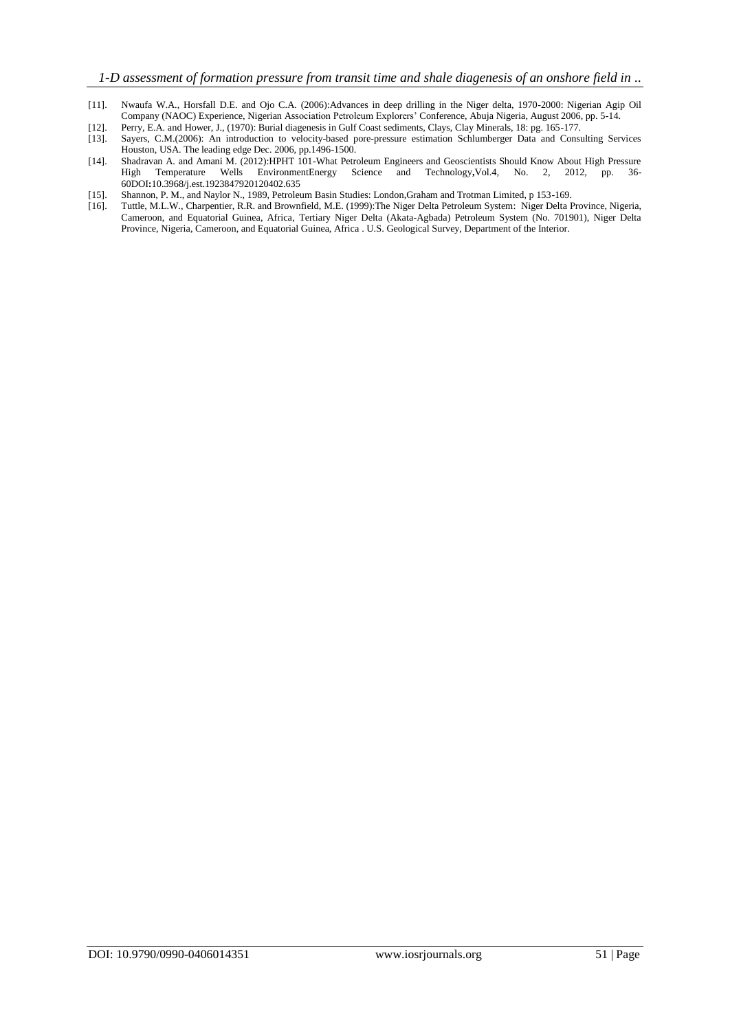[11]. Nwaufa W.A., Horsfall D.E. and Ojo C.A. (2006):Advances in deep drilling in the Niger delta, 1970-2000: Nigerian Agip Oil Company (NAOC) Experience, Nigerian Association Petroleum Explorers' Conference, Abuja Nigeria, August 2006, pp. 5-14.

[12]. Perry, E.A. and Hower, J., (1970): Burial diagenesis in Gulf Coast sediments, Clays, Clay Minerals, 18: pg. 165-177.

[13]. Sayers, C.M.(2006): An introduction to velocity-based pore-pressure estimation Schlumberger Data and Consulting Services Houston, USA. The leading edge Dec. 2006, pp.1496-1500.

[14]. Shadravan A. and Amani M. (2012):HPHT 101-What Petroleum Engineers and Geoscientists Should Know About High Pressure High Temperature Wells EnvironmentEnergy Science and Technology,Vol.4, No. 2, 2012, pp. 36-60DOI:10.3968/j.est.1923847920120402.635

[15]. Shannon, P. M., and Naylor N., 1989, Petroleum Basin Studies: London,Graham and Trotman Limited, p 153-169.

[16]. Tuttle, M.L.W., Charpentier, R.R. and Brownfield, M.E. (1999):The Niger Delta Petroleum System: Niger Delta Province, Nigeria, Cameroon, and Equatorial Guinea, Africa, Tertiary Niger Delta (Akata-Agbada) Petroleum System (No. 701901), Niger Delta Province, Nigeria, Cameroon, and Equatorial Guinea, Africa . U.S. Geological Survey, Department of the Interior.